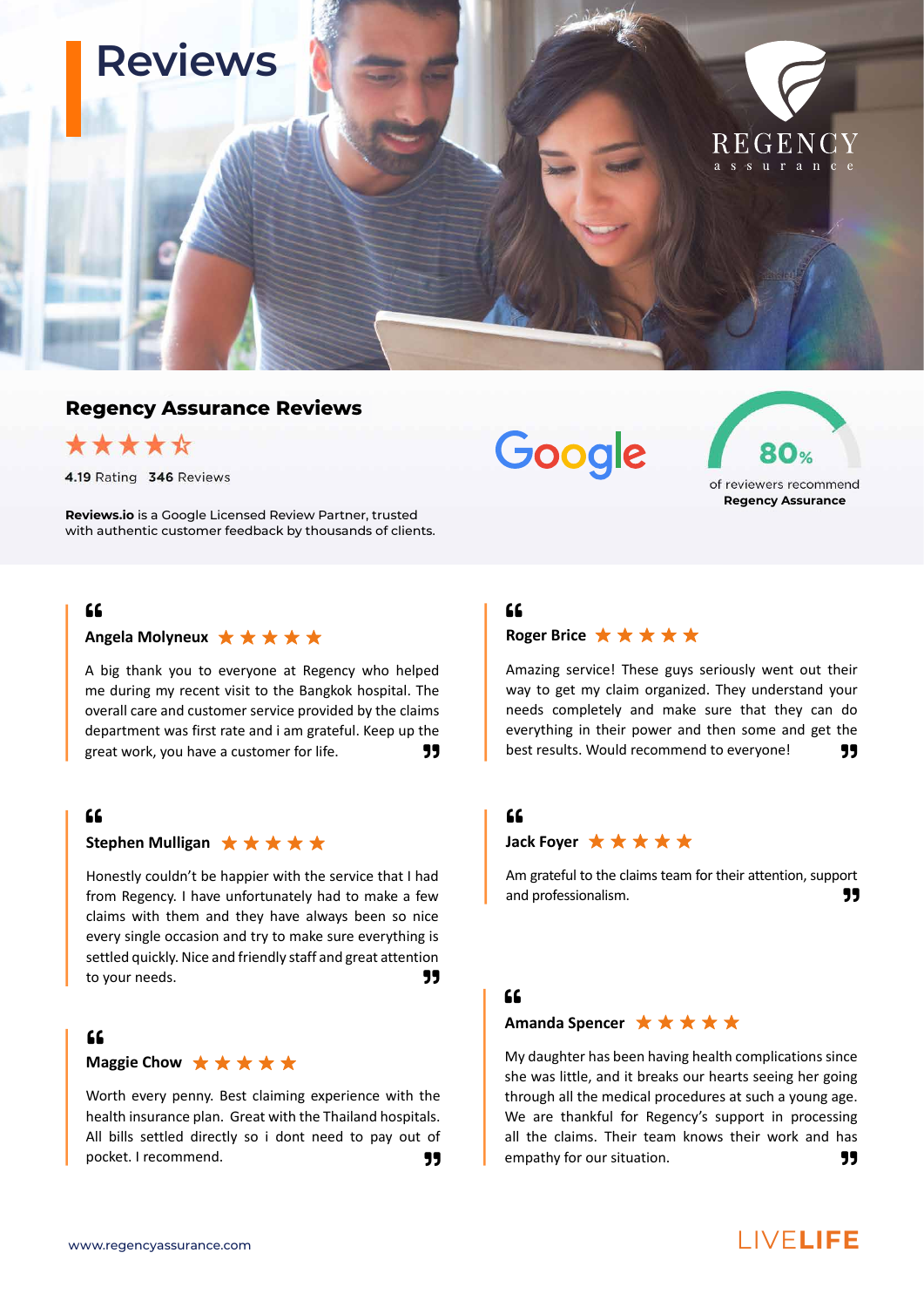# Reviews

REGENCY
assurance

## Regency Assurance Reviews

★★★★☆

4.19 Rating 346 Reviews

**Reviews.io** is a Google Licensed Review Partner, trusted with authentic customer feedback by thousands of clients.

Google

80%

of reviewers recommend **Regency Assurance**

**Angela Molyneux** ★★★★★

A big thank you to everyone at Regency who helped me during my recent visit to the Bangkok hospital. The overall care and customer service provided by the claims department was first rate and i am grateful. Keep up the great work, you have a customer for life.

**Stephen Mulligan** ★★★★★

Honestly couldn't be happier with the service that I had from Regency. I have unfortunately had to make a few claims with them and they have always been so nice every single occasion and try to make sure everything is settled quickly. Nice and friendly staff and great attention to your needs.

**Maggie Chow** ★★★★★

Worth every penny. Best claiming experience with the health insurance plan. Great with the Thailand hospitals. All bills settled directly so i dont need to pay out of pocket. I recommend.

**Roger Brice** ★★★★★

Amazing service! These guys seriously went out their way to get my claim organized. They understand your needs completely and make sure that they can do everything in their power and then some and get the best results. Would recommend to everyone!

**Jack Foyer** ★★★★★

Am grateful to the claims team for their attention, support and professionalism.

**Amanda Spencer** ★★★★★

My daughter has been having health complications since she was little, and it breaks our hearts seeing her going through all the medical procedures at such a young age. We are thankful for Regency's support in processing all the claims. Their team knows their work and has empathy for our situation.

www.regencyassurance.com

LIVELIFE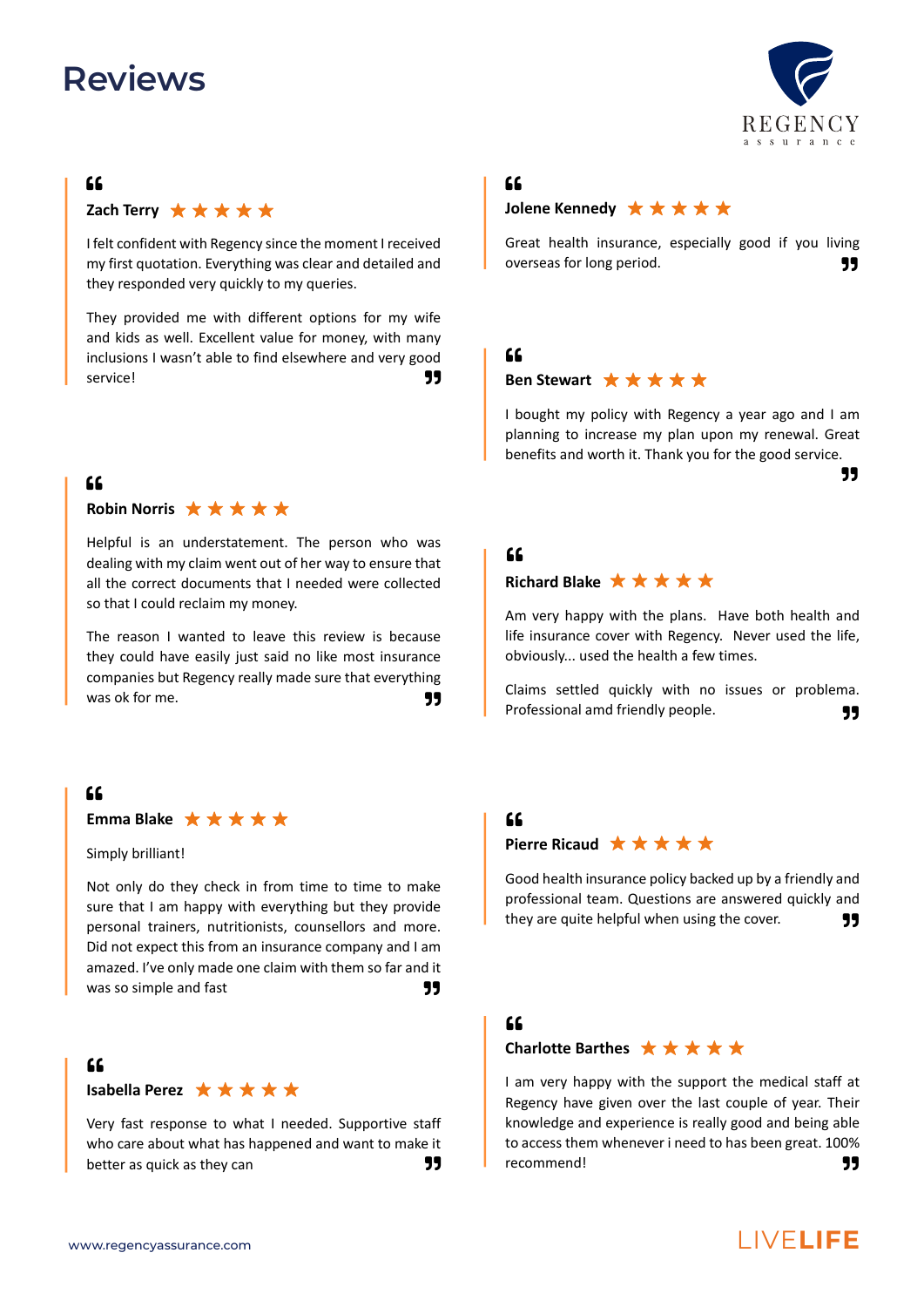# Reviews

**Zach Terry** ★★★★★

I felt confident with Regency since the moment I received my first quotation. Everything was clear and detailed and they responded very quickly to my queries.

They provided me with different options for my wife and kids as well. Excellent value for money, with many inclusions I wasn't able to find elsewhere and very good service!

**Robin Norris** ★★★★★

Helpful is an understatement. The person who was dealing with my claim went out of her way to ensure that all the correct documents that I needed were collected so that I could reclaim my money.

The reason I wanted to leave this review is because they could have easily just said no like most insurance companies but Regency really made sure that everything was ok for me.

**Emma Blake** ★★★★★

Simply brilliant!

Not only do they check in from time to time to make sure that I am happy with everything but they provide personal trainers, nutritionists, counsellors and more. Did not expect this from an insurance company and I am amazed. I've only made one claim with them so far and it was so simple and fast

**Isabella Perez** ★★★★★

Very fast response to what I needed. Supportive staff who care about what has happened and want to make it better as quick as they can

**Jolene Kennedy** ★★★★★

Great health insurance, especially good if you living overseas for long period.

**Ben Stewart** ★★★★★

I bought my policy with Regency a year ago and I am planning to increase my plan upon my renewal. Great benefits and worth it. Thank you for the good service.

**Richard Blake** ★★★★★

Am very happy with the plans. Have both health and life insurance cover with Regency. Never used the life, obviously... used the health a few times.

Claims settled quickly with no issues or problema. Professional amd friendly people.

**Pierre Ricaud** ★★★★★

Good health insurance policy backed up by a friendly and professional team. Questions are answered quickly and they are quite helpful when using the cover.

**Charlotte Barthes** ★★★★★

I am very happy with the support the medical staff at Regency have given over the last couple of year. Their knowledge and experience is really good and being able to access them whenever i need to has been great. 100% recommend!

www.regencyassurance.com

LIVELIFE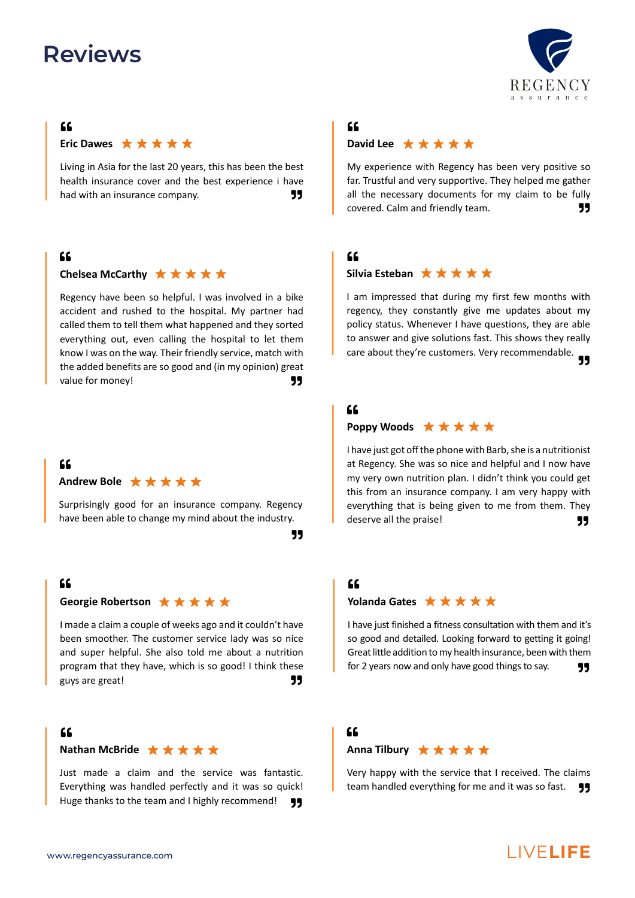# Reviews

REGENCY assurance

**Eric Dawes** ★★★★★

Living in Asia for the last 20 years, this has been the best health insurance cover and the best experience i have had with an insurance company.

**Chelsea McCarthy** ★★★★★

Regency have been so helpful. I was involved in a bike accident and rushed to the hospital. My partner had called them to tell them what happened and they sorted everything out, even calling the hospital to let them know I was on the way. Their friendly service, match with the added benefits are so good and (in my opinion) great value for money!

**Andrew Bole** ★★★★★

Surprisingly good for an insurance company. Regency have been able to change my mind about the industry.

**Georgie Robertson** ★★★★★

I made a claim a couple of weeks ago and it couldn't have been smoother. The customer service lady was so nice and super helpful. She also told me about a nutrition program that they have, which is so good! I think these guys are great!

**Nathan McBride** ★★★★★

Just made a claim and the service was fantastic. Everything was handled perfectly and it was so quick! Huge thanks to the team and I highly recommend!

**David Lee** ★★★★★

My experience with Regency has been very positive so far. Trustful and very supportive. They helped me gather all the necessary documents for my claim to be fully covered. Calm and friendly team.

**Silvia Esteban** ★★★★★

I am impressed that during my first few months with regency, they constantly give me updates about my policy status. Whenever I have questions, they are able to answer and give solutions fast. This shows they really care about they're customers. Very recommendable.

**Poppy Woods** ★★★★★

I have just got off the phone with Barb, she is a nutritionist at Regency. She was so nice and helpful and I now have my very own nutrition plan. I didn't think you could get this from an insurance company. I am very happy with everything that is being given to me from them. They deserve all the praise!

**Yolanda Gates** ★★★★★

I have just finished a fitness consultation with them and it's so good and detailed. Looking forward to getting it going! Great little addition to my health insurance, been with them for 2 years now and only have good things to say.

**Anna Tilbury** ★★★★★

Very happy with the service that I received. The claims team handled everything for me and it was so fast.

www.regencyassurance.com

LIVELIFE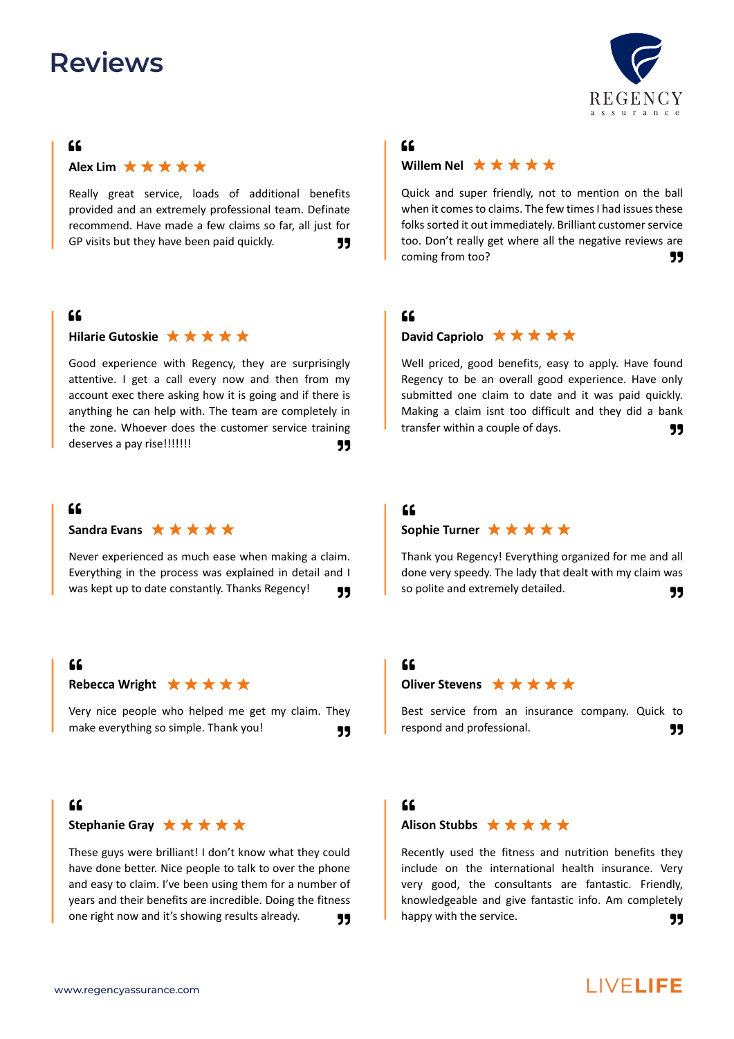# Reviews

**Alex Lim** ★★★★★

Really great service, loads of additional benefits provided and an extremely professional team. Definate recommend. Have made a few claims so far, all just for GP visits but they have been paid quickly.

**Willem Nel** ★★★★★

Quick and super friendly, not to mention on the ball when it comes to claims. The few times I had issues these folks sorted it out immediately. Brilliant customer service too. Don't really get where all the negative reviews are coming from too?

**Hilarie Gutoskie** ★★★★★

Good experience with Regency, they are surprisingly attentive. I get a call every now and then from my account exec there asking how it is going and if there is anything he can help with. The team are completely in the zone. Whoever does the customer service training deserves a pay rise!!!!!!!

**David Capriolo** ★★★★★

Well priced, good benefits, easy to apply. Have found Regency to be an overall good experience. Have only submitted one claim to date and it was paid quickly. Making a claim isnt too difficult and they did a bank transfer within a couple of days.

**Sandra Evans** ★★★★★

Never experienced as much ease when making a claim. Everything in the process was explained in detail and I was kept up to date constantly. Thanks Regency!

**Sophie Turner** ★★★★★

Thank you Regency! Everything organized for me and all done very speedy. The lady that dealt with my claim was so polite and extremely detailed.

**Rebecca Wright** ★★★★★

Very nice people who helped me get my claim. They make everything so simple. Thank you!

**Oliver Stevens** ★★★★★

Best service from an insurance company. Quick to respond and professional.

**Stephanie Gray** ★★★★★

These guys were brilliant! I don't know what they could have done better. Nice people to talk to over the phone and easy to claim. I've been using them for a number of years and their benefits are incredible. Doing the fitness one right now and it's showing results already.

**Alison Stubbs** ★★★★★

Recently used the fitness and nutrition benefits they include on the international health insurance. Very very good, the consultants are fantastic. Friendly, knowledgeable and give fantastic info. Am completely happy with the service.

www.regencyassurance.com

LIVELIFE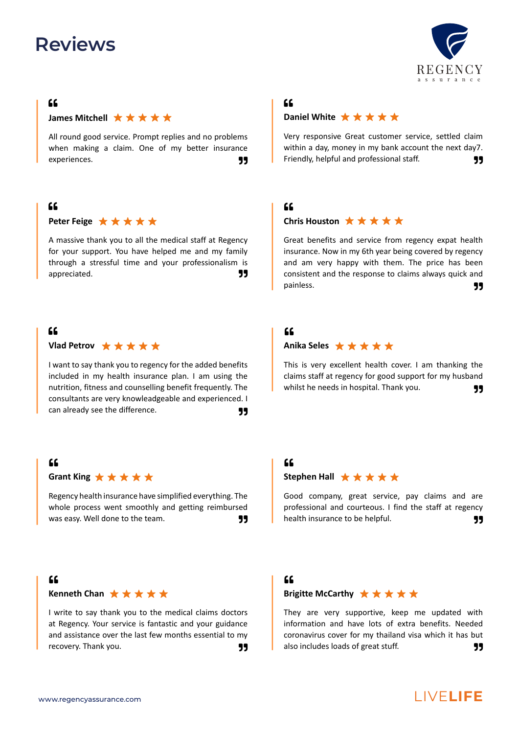# Reviews

**James Mitchell** ★★★★★

All round good service. Prompt replies and no problems when making a claim. One of my better insurance experiences.

**Daniel White** ★★★★★

Very responsive Great customer service, settled claim within a day, money in my bank account the next day7. Friendly, helpful and professional staff.

**Peter Feige** ★★★★★

A massive thank you to all the medical staff at Regency for your support. You have helped me and my family through a stressful time and your professionalism is appreciated.

**Chris Houston** ★★★★★

Great benefits and service from regency expat health insurance. Now in my 6th year being covered by regency and am very happy with them. The price has been consistent and the response to claims always quick and painless.

**Vlad Petrov** ★★★★★

I want to say thank you to regency for the added benefits included in my health insurance plan. I am using the nutrition, fitness and counselling benefit frequently. The consultants are very knowleadgeable and experienced. I can already see the difference.

**Anika Seles** ★★★★★

This is very excellent health cover. I am thanking the claims staff at regency for good support for my husband whilst he needs in hospital. Thank you.

**Grant King** ★★★★★

Regency health insurance have simplified everything. The whole process went smoothly and getting reimbursed was easy. Well done to the team.

**Stephen Hall** ★★★★★

Good company, great service, pay claims and are professional and courteous. I find the staff at regency health insurance to be helpful.

**Kenneth Chan** ★★★★★

I write to say thank you to the medical claims doctors at Regency. Your service is fantastic and your guidance and assistance over the last few months essential to my recovery. Thank you.

**Brigitte McCarthy** ★★★★★

They are very supportive, keep me updated with information and have lots of extra benefits. Needed coronavirus cover for my thailand visa which it has but also includes loads of great stuff.

www.regencyassurance.com

LIVELIFE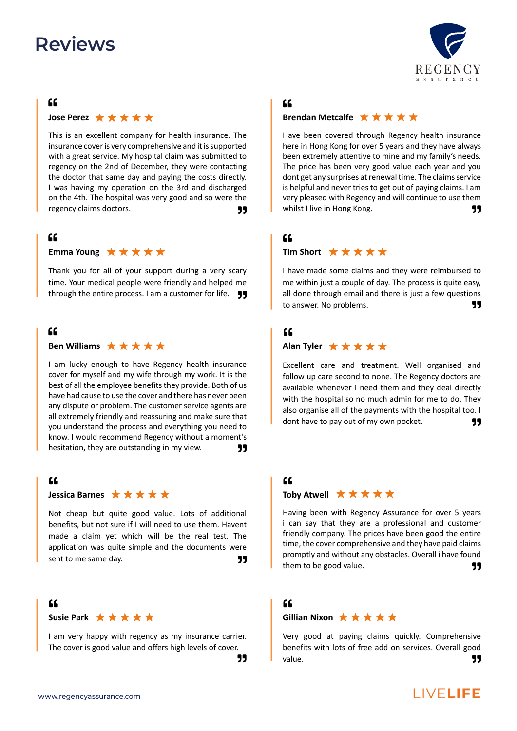# Reviews

REGENCY
assurance

**Jose Perez** ★★★★★

This is an excellent company for health insurance. The insurance cover is very comprehensive and it is supported with a great service. My hospital claim was submitted to regency on the 2nd of December, they were contacting the doctor that same day and paying the costs directly. I was having my operation on the 3rd and discharged on the 4th. The hospital was very good and so were the regency claims doctors.

**Emma Young** ★★★★★

Thank you for all of your support during a very scary time. Your medical people were friendly and helped me through the entire process. I am a customer for life.

**Ben Williams** ★★★★★

I am lucky enough to have Regency health insurance cover for myself and my wife through my work. It is the best of all the employee benefits they provide. Both of us have had cause to use the cover and there has never been any dispute or problem. The customer service agents are all extremely friendly and reassuring and make sure that you understand the process and everything you need to know. I would recommend Regency without a moment's hesitation, they are outstanding in my view.

**Jessica Barnes** ★★★★★

Not cheap but quite good value. Lots of additional benefits, but not sure if I will need to use them. Havent made a claim yet which will be the real test. The application was quite simple and the documents were sent to me same day.

**Susie Park** ★★★★★

I am very happy with regency as my insurance carrier. The cover is good value and offers high levels of cover.

**Brendan Metcalfe** ★★★★★

Have been covered through Regency health insurance here in Hong Kong for over 5 years and they have always been extremely attentive to mine and my family's needs. The price has been very good value each year and you dont get any surprises at renewal time. The claims service is helpful and never tries to get out of paying claims. I am very pleased with Regency and will continue to use them whilst I live in Hong Kong.

**Tim Short** ★★★★★

I have made some claims and they were reimbursed to me within just a couple of day. The process is quite easy, all done through email and there is just a few questions to answer. No problems.

**Alan Tyler** ★★★★★

Excellent care and treatment. Well organised and follow up care second to none. The Regency doctors are available whenever I need them and they deal directly with the hospital so no much admin for me to do. They also organise all of the payments with the hospital too. I dont have to pay out of my own pocket.

**Toby Atwell** ★★★★★

Having been with Regency Assurance for over 5 years i can say that they are a professional and customer friendly company. The prices have been good the entire time, the cover comprehensive and they have paid claims promptly and without any obstacles. Overall i have found them to be good value.

**Gillian Nixon** ★★★★★

Very good at paying claims quickly. Comprehensive benefits with lots of free add on services. Overall good value.

www.regencyassurance.com

LIVE**LIFE**